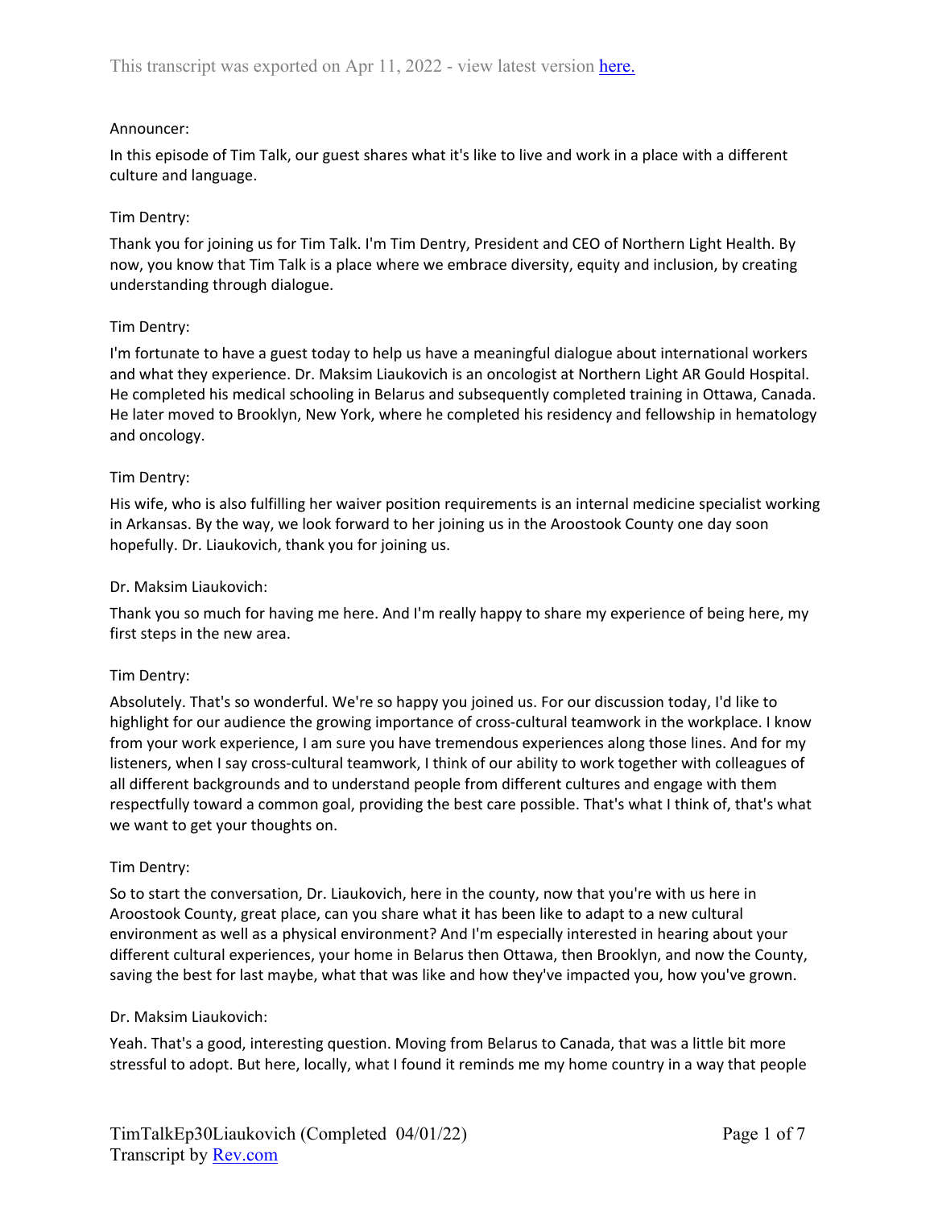This transcript was exported on Apr 11, 2022 - view latest version [here.](#)

Announcer:

In this episode of Tim Talk, our guest shares what it's like to live and work in a place with a different culture and language.

Tim Dentry:

Thank you for joining us for Tim Talk. I'm Tim Dentry, President and CEO of Northern Light Health. By now, you know that Tim Talk is a place where we embrace diversity, equity and inclusion, by creating understanding through dialogue.

Tim Dentry:

I'm fortunate to have a guest today to help us have a meaningful dialogue about international workers and what they experience. Dr. Maksim Liaukovich is an oncologist at Northern Light AR Gould Hospital. He completed his medical schooling in Belarus and subsequently completed training in Ottawa, Canada. He later moved to Brooklyn, New York, where he completed his residency and fellowship in hematology and oncology.

Tim Dentry:

His wife, who is also fulfilling her waiver position requirements is an internal medicine specialist working in Arkansas. By the way, we look forward to her joining us in the Aroostook County one day soon hopefully. Dr. Liaukovich, thank you for joining us.

Dr. Maksim Liaukovich:

Thank you so much for having me here. And I'm really happy to share my experience of being here, my first steps in the new area.

Tim Dentry:

Absolutely. That's so wonderful. We're so happy you joined us. For our discussion today, I'd like to highlight for our audience the growing importance of cross-cultural teamwork in the workplace. I know from your work experience, I am sure you have tremendous experiences along those lines. And for my listeners, when I say cross-cultural teamwork, I think of our ability to work together with colleagues of all different backgrounds and to understand people from different cultures and engage with them respectfully toward a common goal, providing the best care possible. That's what I think of, that's what we want to get your thoughts on.

Tim Dentry:

So to start the conversation, Dr. Liaukovich, here in the county, now that you're with us here in Aroostook County, great place, can you share what it has been like to adapt to a new cultural environment as well as a physical environment? And I'm especially interested in hearing about your different cultural experiences, your home in Belarus then Ottawa, then Brooklyn, and now the County, saving the best for last maybe, what that was like and how they've impacted you, how you've grown.

Dr. Maksim Liaukovich:

Yeah. That's a good, interesting question. Moving from Belarus to Canada, that was a little bit more stressful to adopt. But here, locally, what I found it reminds me my home country in a way that people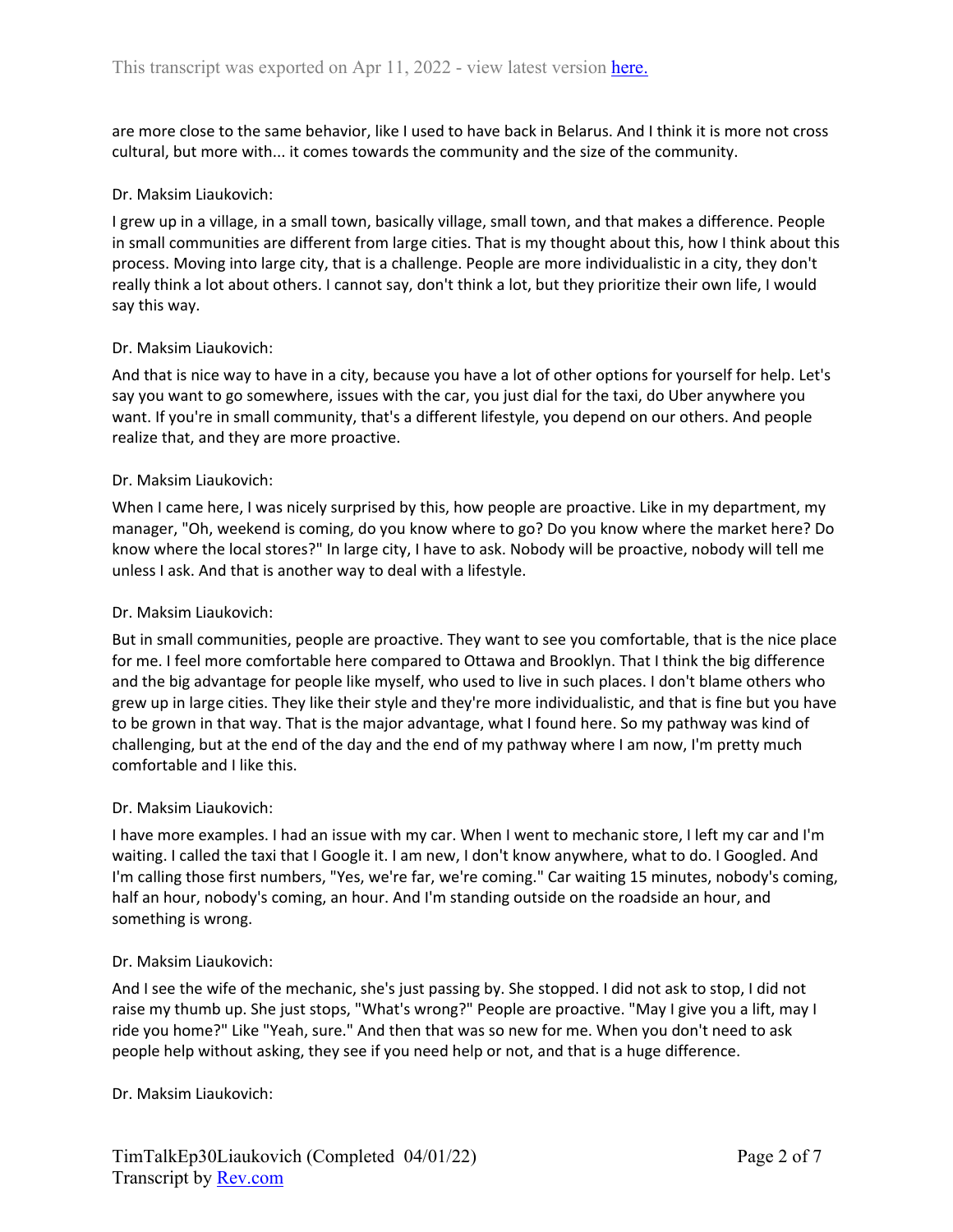are more close to the same behavior, like I used to have back in Belarus. And I think it is more not cross cultural, but more with... it comes towards the community and the size of the community.

Dr. Maksim Liaukovich:

I grew up in a village, in a small town, basically village, small town, and that makes a difference. People in small communities are different from large cities. That is my thought about this, how I think about this process. Moving into large city, that is a challenge. People are more individualistic in a city, they don't really think a lot about others. I cannot say, don't think a lot, but they prioritize their own life, I would say this way.

Dr. Maksim Liaukovich:

And that is nice way to have in a city, because you have a lot of other options for yourself for help. Let's say you want to go somewhere, issues with the car, you just dial for the taxi, do Uber anywhere you want. If you're in small community, that's a different lifestyle, you depend on our others. And people realize that, and they are more proactive.

Dr. Maksim Liaukovich:

When I came here, I was nicely surprised by this, how people are proactive. Like in my department, my manager, "Oh, weekend is coming, do you know where to go? Do you know where the market here? Do know where the local stores?" In large city, I have to ask. Nobody will be proactive, nobody will tell me unless I ask. And that is another way to deal with a lifestyle.

Dr. Maksim Liaukovich:

But in small communities, people are proactive. They want to see you comfortable, that is the nice place for me. I feel more comfortable here compared to Ottawa and Brooklyn. That I think the big difference and the big advantage for people like myself, who used to live in such places. I don't blame others who grew up in large cities. They like their style and they're more individualistic, and that is fine but you have to be grown in that way. That is the major advantage, what I found here. So my pathway was kind of challenging, but at the end of the day and the end of my pathway where I am now, I'm pretty much comfortable and I like this.

Dr. Maksim Liaukovich:

I have more examples. I had an issue with my car. When I went to mechanic store, I left my car and I'm waiting. I called the taxi that I Google it. I am new, I don't know anywhere, what to do. I Googled. And I'm calling those first numbers, "Yes, we're far, we're coming." Car waiting 15 minutes, nobody's coming, half an hour, nobody's coming, an hour. And I'm standing outside on the roadside an hour, and something is wrong.

Dr. Maksim Liaukovich:

And I see the wife of the mechanic, she's just passing by. She stopped. I did not ask to stop, I did not raise my thumb up. She just stops, "What's wrong?" People are proactive. "May I give you a lift, may I ride you home?" Like "Yeah, sure." And then that was so new for me. When you don't need to ask people help without asking, they see if you need help or not, and that is a huge difference.

Dr. Maksim Liaukovich: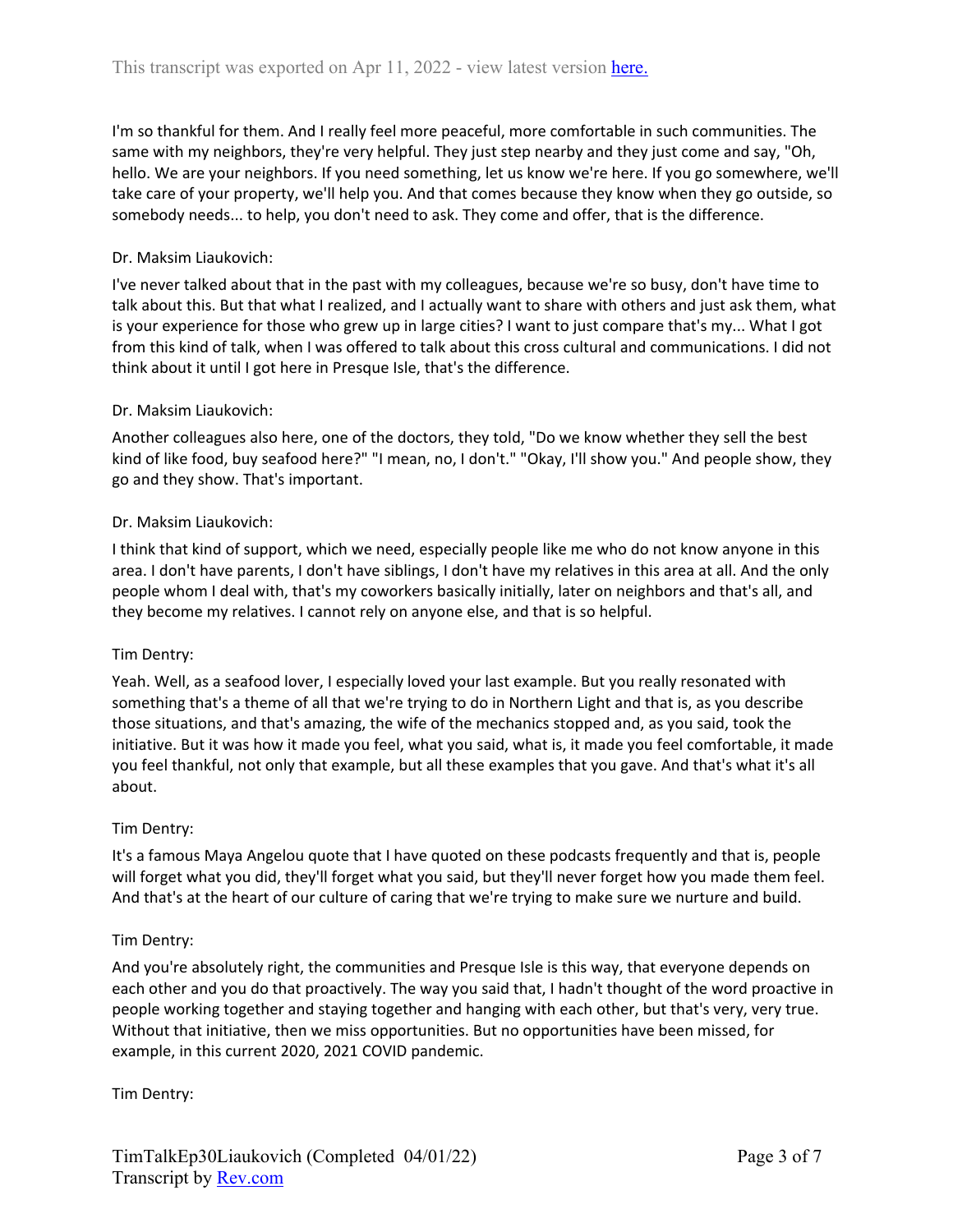I'm so thankful for them. And I really feel more peaceful, more comfortable in such communities. The same with my neighbors, they're very helpful. They just step nearby and they just come and say, "Oh, hello. We are your neighbors. If you need something, let us know we're here. If you go somewhere, we'll take care of your property, we'll help you. And that comes because they know when they go outside, so somebody needs... to help, you don't need to ask. They come and offer, that is the difference.

Dr. Maksim Liaukovich:

I've never talked about that in the past with my colleagues, because we're so busy, don't have time to talk about this. But that what I realized, and I actually want to share with others and just ask them, what is your experience for those who grew up in large cities? I want to just compare that's my... What I got from this kind of talk, when I was offered to talk about this cross cultural and communications. I did not think about it until I got here in Presque Isle, that's the difference.

Dr. Maksim Liaukovich:

Another colleagues also here, one of the doctors, they told, "Do we know whether they sell the best kind of like food, buy seafood here?" "I mean, no, I don't." "Okay, I'll show you." And people show, they go and they show. That's important.

Dr. Maksim Liaukovich:

I think that kind of support, which we need, especially people like me who do not know anyone in this area. I don't have parents, I don't have siblings, I don't have my relatives in this area at all. And the only people whom I deal with, that's my coworkers basically initially, later on neighbors and that's all, and they become my relatives. I cannot rely on anyone else, and that is so helpful.

Tim Dentry:

Yeah. Well, as a seafood lover, I especially loved your last example. But you really resonated with something that's a theme of all that we're trying to do in Northern Light and that is, as you describe those situations, and that's amazing, the wife of the mechanics stopped and, as you said, took the initiative. But it was how it made you feel, what you said, what is, it made you feel comfortable, it made you feel thankful, not only that example, but all these examples that you gave. And that's what it's all about.

Tim Dentry:

It's a famous Maya Angelou quote that I have quoted on these podcasts frequently and that is, people will forget what you did, they'll forget what you said, but they'll never forget how you made them feel. And that's at the heart of our culture of caring that we're trying to make sure we nurture and build.

Tim Dentry:

And you're absolutely right, the communities and Presque Isle is this way, that everyone depends on each other and you do that proactively. The way you said that, I hadn't thought of the word proactive in people working together and staying together and hanging with each other, but that's very, very true. Without that initiative, then we miss opportunities. But no opportunities have been missed, for example, in this current 2020, 2021 COVID pandemic.

Tim Dentry: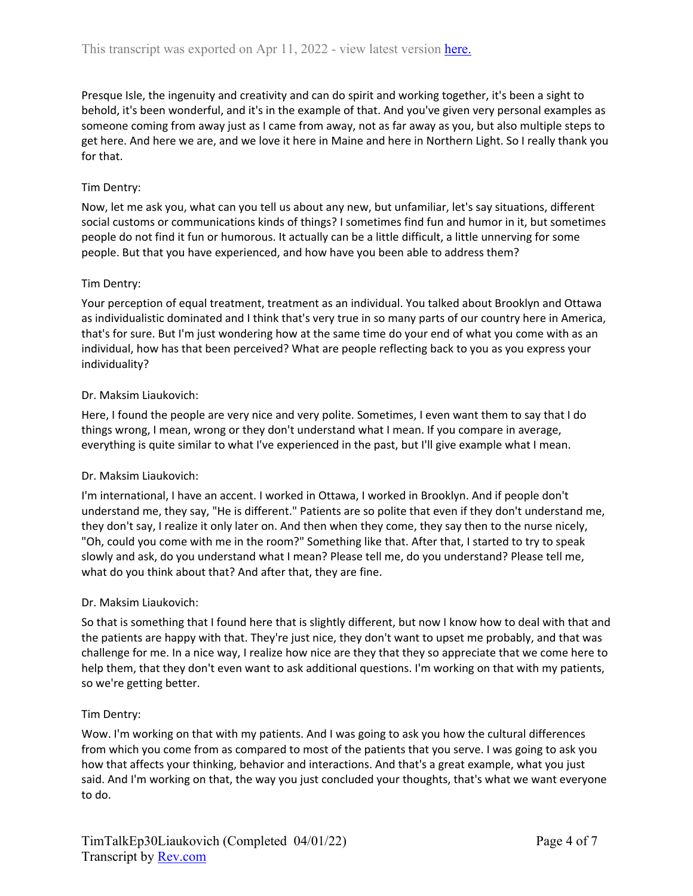Presque Isle, the ingenuity and creativity and can do spirit and working together, it's been a sight to behold, it's been wonderful, and it's in the example of that. And you've given very personal examples as someone coming from away just as I came from away, not as far away as you, but also multiple steps to get here. And here we are, and we love it here in Maine and here in Northern Light. So I really thank you for that.

Tim Dentry:

Now, let me ask you, what can you tell us about any new, but unfamiliar, let's say situations, different social customs or communications kinds of things? I sometimes find fun and humor in it, but sometimes people do not find it fun or humorous. It actually can be a little difficult, a little unnerving for some people. But that you have experienced, and how have you been able to address them?

Tim Dentry:

Your perception of equal treatment, treatment as an individual. You talked about Brooklyn and Ottawa as individualistic dominated and I think that's very true in so many parts of our country here in America, that's for sure. But I'm just wondering how at the same time do your end of what you come with as an individual, how has that been perceived? What are people reflecting back to you as you express your individuality?

Dr. Maksim Liaukovich:

Here, I found the people are very nice and very polite. Sometimes, I even want them to say that I do things wrong, I mean, wrong or they don't understand what I mean. If you compare in average, everything is quite similar to what I've experienced in the past, but I'll give example what I mean.

Dr. Maksim Liaukovich:

I'm international, I have an accent. I worked in Ottawa, I worked in Brooklyn. And if people don't understand me, they say, "He is different." Patients are so polite that even if they don't understand me, they don't say, I realize it only later on. And then when they come, they say then to the nurse nicely, "Oh, could you come with me in the room?" Something like that. After that, I started to try to speak slowly and ask, do you understand what I mean? Please tell me, do you understand? Please tell me, what do you think about that? And after that, they are fine.

Dr. Maksim Liaukovich:

So that is something that I found here that is slightly different, but now I know how to deal with that and the patients are happy with that. They're just nice, they don't want to upset me probably, and that was challenge for me. In a nice way, I realize how nice are they that they so appreciate that we come here to help them, that they don't even want to ask additional questions. I'm working on that with my patients, so we're getting better.

Tim Dentry:

Wow. I'm working on that with my patients. And I was going to ask you how the cultural differences from which you come from as compared to most of the patients that you serve. I was going to ask you how that affects your thinking, behavior and interactions. And that's a great example, what you just said. And I'm working on that, the way you just concluded your thoughts, that's what we want everyone to do.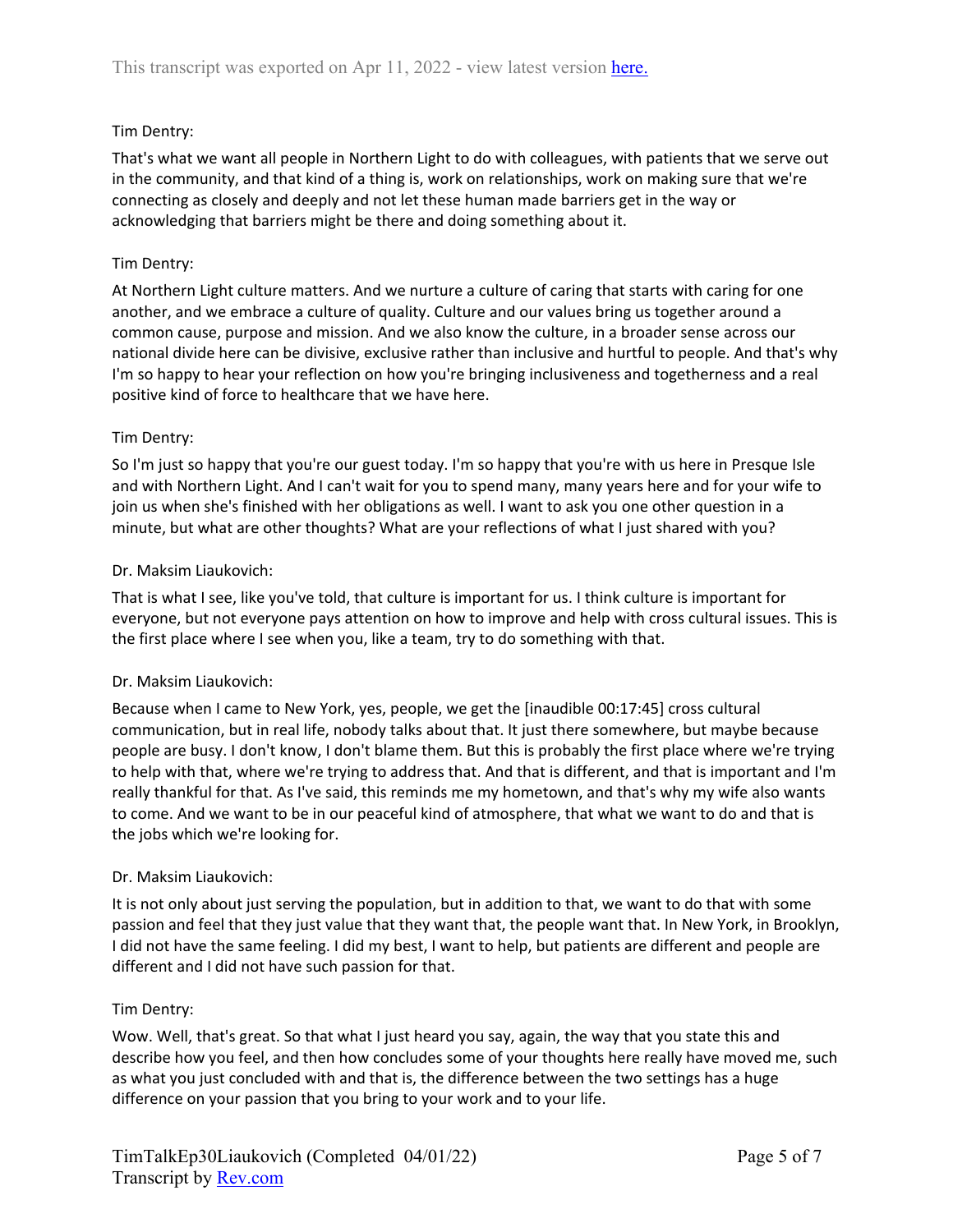Tim Dentry:

That's what we want all people in Northern Light to do with colleagues, with patients that we serve out in the community, and that kind of a thing is, work on relationships, work on making sure that we're connecting as closely and deeply and not let these human made barriers get in the way or acknowledging that barriers might be there and doing something about it.

Tim Dentry:

At Northern Light culture matters. And we nurture a culture of caring that starts with caring for one another, and we embrace a culture of quality. Culture and our values bring us together around a common cause, purpose and mission. And we also know the culture, in a broader sense across our national divide here can be divisive, exclusive rather than inclusive and hurtful to people. And that's why I'm so happy to hear your reflection on how you're bringing inclusiveness and togetherness and a real positive kind of force to healthcare that we have here.

Tim Dentry:

So I'm just so happy that you're our guest today. I'm so happy that you're with us here in Presque Isle and with Northern Light. And I can't wait for you to spend many, many years here and for your wife to join us when she's finished with her obligations as well. I want to ask you one other question in a minute, but what are other thoughts? What are your reflections of what I just shared with you?

Dr. Maksim Liaukovich:

That is what I see, like you've told, that culture is important for us. I think culture is important for everyone, but not everyone pays attention on how to improve and help with cross cultural issues. This is the first place where I see when you, like a team, try to do something with that.

Dr. Maksim Liaukovich:

Because when I came to New York, yes, people, we get the [inaudible 00:17:45] cross cultural communication, but in real life, nobody talks about that. It just there somewhere, but maybe because people are busy. I don't know, I don't blame them. But this is probably the first place where we're trying to help with that, where we're trying to address that. And that is different, and that is important and I'm really thankful for that. As I've said, this reminds me my hometown, and that's why my wife also wants to come. And we want to be in our peaceful kind of atmosphere, that what we want to do and that is the jobs which we're looking for.

Dr. Maksim Liaukovich:

It is not only about just serving the population, but in addition to that, we want to do that with some passion and feel that they just value that they want that, the people want that. In New York, in Brooklyn, I did not have the same feeling. I did my best, I want to help, but patients are different and people are different and I did not have such passion for that.

Tim Dentry:

Wow. Well, that's great. So that what I just heard you say, again, the way that you state this and describe how you feel, and then how concludes some of your thoughts here really have moved me, such as what you just concluded with and that is, the difference between the two settings has a huge difference on your passion that you bring to your work and to your life.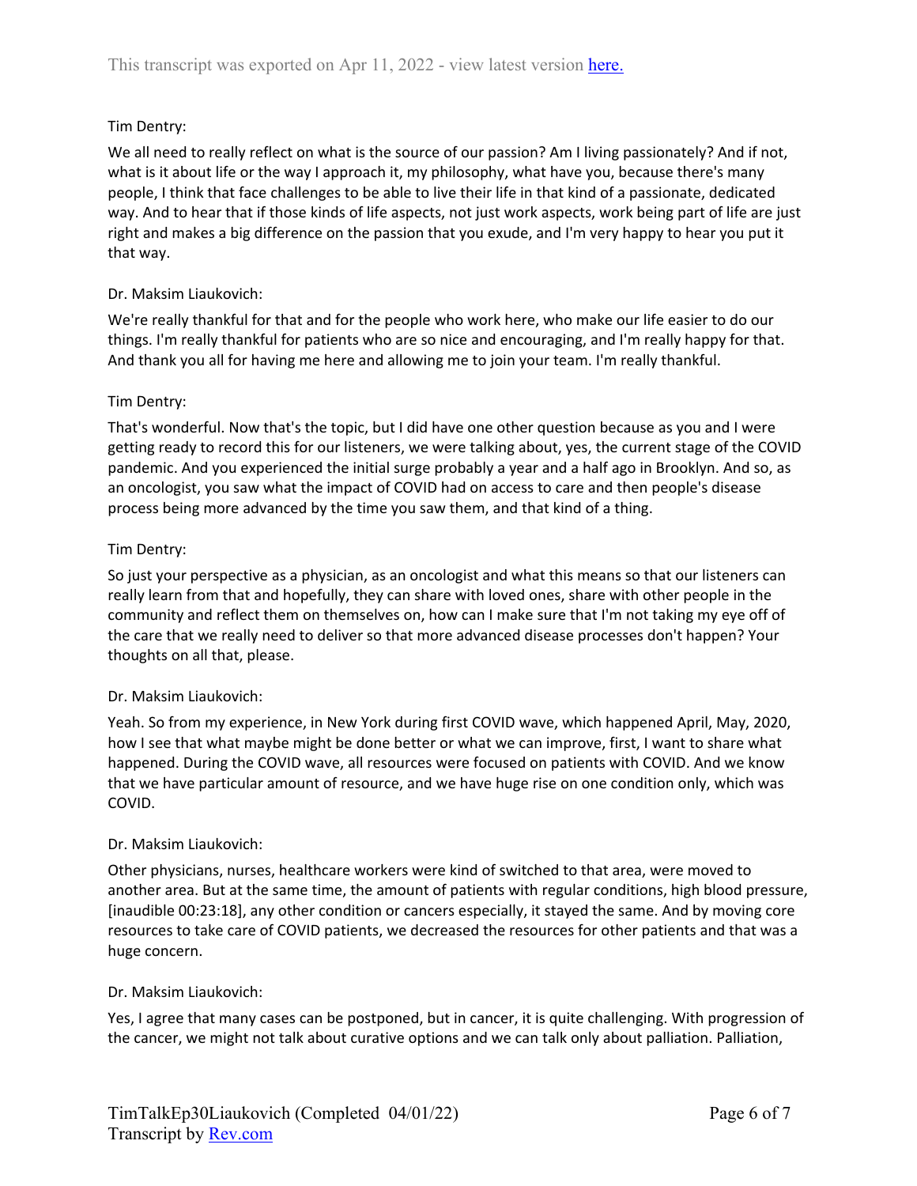Tim Dentry:

We all need to really reflect on what is the source of our passion? Am I living passionately? And if not, what is it about life or the way I approach it, my philosophy, what have you, because there's many people, I think that face challenges to be able to live their life in that kind of a passionate, dedicated way. And to hear that if those kinds of life aspects, not just work aspects, work being part of life are just right and makes a big difference on the passion that you exude, and I'm very happy to hear you put it that way.

Dr. Maksim Liaukovich:

We're really thankful for that and for the people who work here, who make our life easier to do our things. I'm really thankful for patients who are so nice and encouraging, and I'm really happy for that. And thank you all for having me here and allowing me to join your team. I'm really thankful.

Tim Dentry:

That's wonderful. Now that's the topic, but I did have one other question because as you and I were getting ready to record this for our listeners, we were talking about, yes, the current stage of the COVID pandemic. And you experienced the initial surge probably a year and a half ago in Brooklyn. And so, as an oncologist, you saw what the impact of COVID had on access to care and then people's disease process being more advanced by the time you saw them, and that kind of a thing.

Tim Dentry:

So just your perspective as a physician, as an oncologist and what this means so that our listeners can really learn from that and hopefully, they can share with loved ones, share with other people in the community and reflect them on themselves on, how can I make sure that I'm not taking my eye off of the care that we really need to deliver so that more advanced disease processes don't happen? Your thoughts on all that, please.

Dr. Maksim Liaukovich:

Yeah. So from my experience, in New York during first COVID wave, which happened April, May, 2020, how I see that what maybe might be done better or what we can improve, first, I want to share what happened. During the COVID wave, all resources were focused on patients with COVID. And we know that we have particular amount of resource, and we have huge rise on one condition only, which was COVID.

Dr. Maksim Liaukovich:

Other physicians, nurses, healthcare workers were kind of switched to that area, were moved to another area. But at the same time, the amount of patients with regular conditions, high blood pressure, [inaudible 00:23:18], any other condition or cancers especially, it stayed the same. And by moving core resources to take care of COVID patients, we decreased the resources for other patients and that was a huge concern.

Dr. Maksim Liaukovich:

Yes, I agree that many cases can be postponed, but in cancer, it is quite challenging. With progression of the cancer, we might not talk about curative options and we can talk only about palliation. Palliation,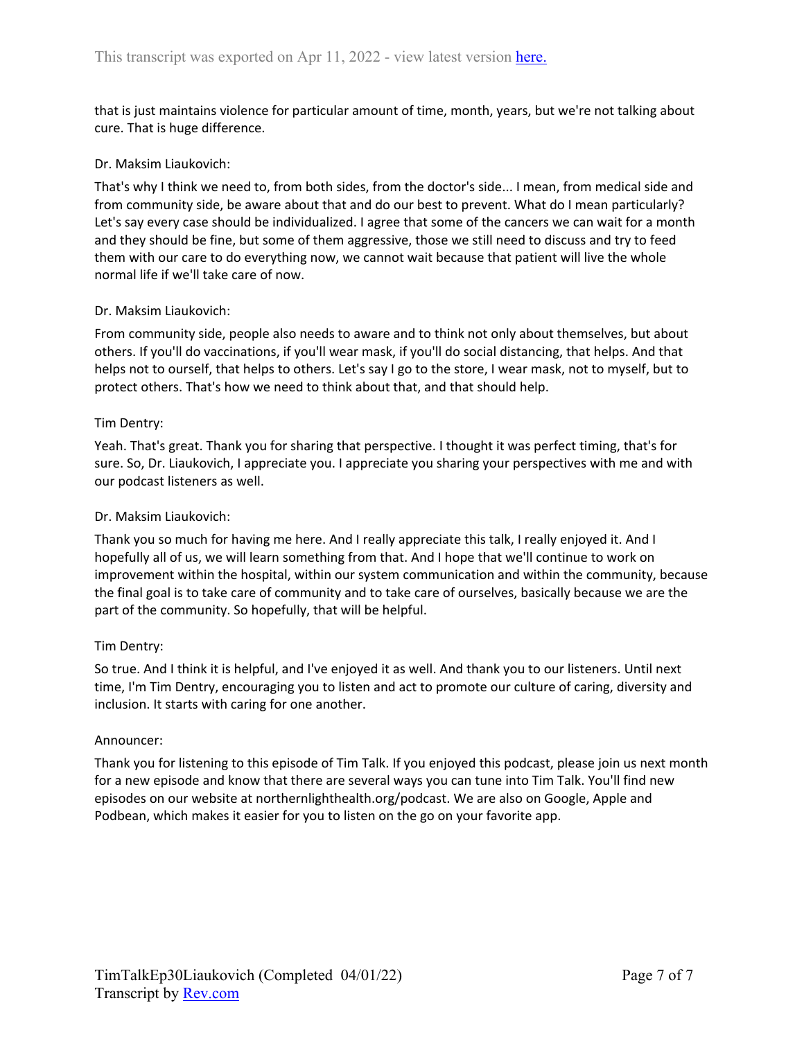that is just maintains violence for particular amount of time, month, years, but we're not talking about cure. That is huge difference.

Dr. Maksim Liaukovich:

That's why I think we need to, from both sides, from the doctor's side... I mean, from medical side and from community side, be aware about that and do our best to prevent. What do I mean particularly? Let's say every case should be individualized. I agree that some of the cancers we can wait for a month and they should be fine, but some of them aggressive, those we still need to discuss and try to feed them with our care to do everything now, we cannot wait because that patient will live the whole normal life if we'll take care of now.

Dr. Maksim Liaukovich:

From community side, people also needs to aware and to think not only about themselves, but about others. If you'll do vaccinations, if you'll wear mask, if you'll do social distancing, that helps. And that helps not to ourself, that helps to others. Let's say I go to the store, I wear mask, not to myself, but to protect others. That's how we need to think about that, and that should help.

Tim Dentry:

Yeah. That's great. Thank you for sharing that perspective. I thought it was perfect timing, that's for sure. So, Dr. Liaukovich, I appreciate you. I appreciate you sharing your perspectives with me and with our podcast listeners as well.

Dr. Maksim Liaukovich:

Thank you so much for having me here. And I really appreciate this talk, I really enjoyed it. And I hopefully all of us, we will learn something from that. And I hope that we'll continue to work on improvement within the hospital, within our system communication and within the community, because the final goal is to take care of community and to take care of ourselves, basically because we are the part of the community. So hopefully, that will be helpful.

Tim Dentry:

So true. And I think it is helpful, and I've enjoyed it as well. And thank you to our listeners. Until next time, I'm Tim Dentry, encouraging you to listen and act to promote our culture of caring, diversity and inclusion. It starts with caring for one another.

Announcer:

Thank you for listening to this episode of Tim Talk. If you enjoyed this podcast, please join us next month for a new episode and know that there are several ways you can tune into Tim Talk. You'll find new episodes on our website at northernlighthealth.org/podcast. We are also on Google, Apple and Podbean, which makes it easier for you to listen on the go on your favorite app.